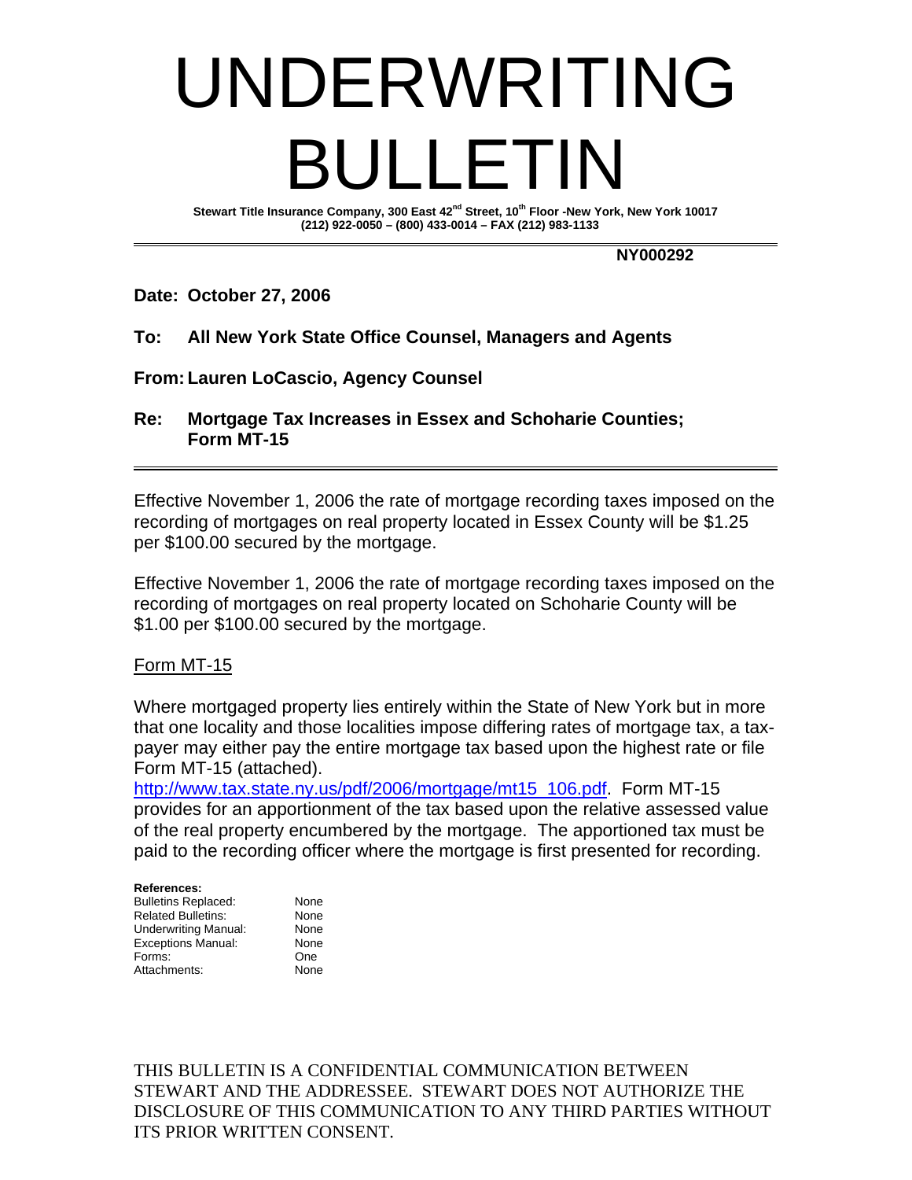# UNDERWRITING BULLETIN

**Stewart Title Insurance Company, 300 East 42nd Street, 10th Floor -New York, New York 10017**
**(212) 922-0050 – (800) 433-0014 – FAX (212) 983-1133**

---

**NY000292**

**Date: October 27, 2006**

**To: All New York State Office Counsel, Managers and Agents**

**From: Lauren LoCascio, Agency Counsel**

**Re: Mortgage Tax Increases in Essex and Schoharie Counties; Form MT-15**

---

Effective November 1, 2006 the rate of mortgage recording taxes imposed on the recording of mortgages on real property located in Essex County will be $1.25 per $100.00 secured by the mortgage.

Effective November 1, 2006 the rate of mortgage recording taxes imposed on the recording of mortgages on real property located on Schoharie County will be $1.00 per $100.00 secured by the mortgage.

Form MT-15

Where mortgaged property lies entirely within the State of New York but in more that one locality and those localities impose differing rates of mortgage tax, a tax-payer may either pay the entire mortgage tax based upon the highest rate or file Form MT-15 (attached). http://www.tax.state.ny.us/pdf/2006/mortgage/mt15_106.pdf. Form MT-15 provides for an apportionment of the tax based upon the relative assessed value of the real property encumbered by the mortgage. The apportioned tax must be paid to the recording officer where the mortgage is first presented for recording.

**References:**

| | |
|---|---|
| Bulletins Replaced: | None |
| Related Bulletins: | None |
| Underwriting Manual: | None |
| Exceptions Manual: | None |
| Forms: | One |
| Attachments: | None |

THIS BULLETIN IS A CONFIDENTIAL COMMUNICATION BETWEEN STEWART AND THE ADDRESSEE. STEWART DOES NOT AUTHORIZE THE DISCLOSURE OF THIS COMMUNICATION TO ANY THIRD PARTIES WITHOUT ITS PRIOR WRITTEN CONSENT.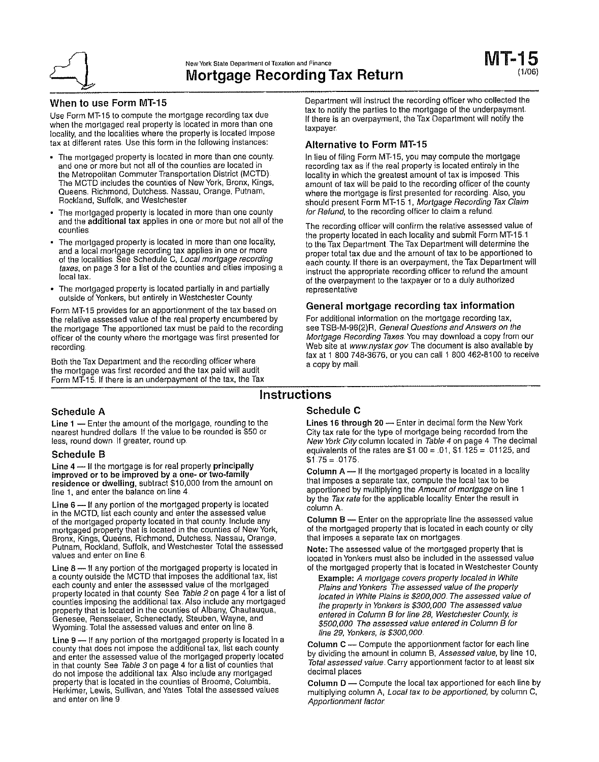New York State Department of Taxation and Finance

# Mortgage Recording Tax Return

**MT-15** (1/06)

## When to use Form MT-15

Use Form MT-15 to compute the mortgage recording tax due when the mortgaged real property is located in more than one locality, and the localities where the property is located impose tax at different rates. Use this form in the following instances:

- The mortgaged property is located in more than one county, and one or more but not all of the counties are located in the Metropolitan Commuter Transportation District (MCTD). The MCTD includes the counties of New York, Bronx, Kings, Queens, Richmond, Dutchess, Nassau, Orange, Putnam, Rockland, Suffolk, and Westchester.
- The mortgaged property is located in more than one county and the **additional tax** applies in one or more but not all of the counties.
- The mortgaged property is located in more than one locality, and a local mortgage recording tax applies in one or more of the localities. See Schedule C, *Local mortgage recording taxes*, on page 3 for a list of the counties and cities imposing a local tax.
- The mortgaged property is located partially in and partially outside of Yonkers, but entirely in Westchester County.

Form MT-15 provides for an apportionment of the tax based on the relative assessed value of the real property encumbered by the mortgage. The apportioned tax must be paid to the recording officer of the county where the mortgage was first presented for recording.

Both the Tax Department and the recording officer where the mortgage was first recorded and the tax paid will audit Form MT-15. If there is an underpayment of the tax, the Tax Department will instruct the recording officer who collected the tax to notify the parties to the mortgage of the underpayment. If there is an overpayment, the Tax Department will notify the taxpayer.

### Alternative to Form MT-15

In lieu of filing Form MT-15, you may compute the mortgage recording tax as if the real property is located entirely in the locality in which the greatest amount of tax is imposed. This amount of tax will be paid to the recording officer of the county where the mortgage is first presented for recording. Also, you should present Form MT-15.1, *Mortgage Recording Tax Claim for Refund*, to the recording officer to claim a refund.

The recording officer will confirm the relative assessed value of the property located in each locality and submit Form MT-15.1 to the Tax Department. The Tax Department will determine the proper total tax due and the amount of tax to be apportioned to each county. If there is an overpayment, the Tax Department will instruct the appropriate recording officer to refund the amount of the overpayment to the taxpayer or to a duly authorized representative.

### General mortgage recording tax information

For additional information on the mortgage recording tax, see TSB-M-96(2)R, *General Questions and Answers on the Mortgage Recording Taxes*. You may download a copy from our Web site at *www.nystax.gov*. The document is also available by fax at 1 800 748-3676, or you can call 1 800 462-8100 to receive a copy by mail.

## Instructions

### Schedule A

**Line 1** — Enter the amount of the mortgage, rounding to the nearest hundred dollars. If the value to be rounded is $50 or less, round down. If greater, round up.

### Schedule B

**Line 4** — If the mortgage is for real property **principally improved or to be improved by a one- or two-family residence or dwelling**, subtract $10,000 from the amount on line 1, and enter the balance on line 4.

**Line 6** — If any portion of the mortgaged property is located in the MCTD, list each county and enter the assessed value of the mortgaged property located in that county. Include any mortgaged property that is located in the counties of New York, Bronx, Kings, Queens, Richmond, Dutchess, Nassau, Orange, Putnam, Rockland, Suffolk, and Westchester. Total the assessed values and enter on line 6.

**Line 8** — If any portion of the mortgaged property is located in a county outside the MCTD that imposes the additional tax, list each county and enter the assessed value of the mortgaged property located in that county. See *Table 2* on page 4 for a list of counties imposing the additional tax. Also include any mortgaged property that is located in the counties of Albany, Chautauqua, Genesee, Rensselaer, Schenectady, Steuben, Wayne, and Wyoming. Total the assessed values and enter on line 8.

**Line 9** — If any portion of the mortgaged property is located in a county that does not impose the additional tax, list each county and enter the assessed value of the mortgaged property located in that county. See *Table 3* on page 4 for a list of counties that do not impose the additional tax. Also include any mortgaged property that is located in the counties of Broome, Columbia, Herkimer, Lewis, Sullivan, and Yates. Total the assessed values and enter on line 9.

### Schedule C

**Lines 16 through 20** — Enter in decimal form the New York City tax rate for the type of mortgage being recorded from the *New York City* column located in *Table 4* on page 4. The decimal equivalents of the rates are $1.00 = .01, $1.125 = .01125, and $1.75 = .0175.

**Column A** — If the mortgaged property is located in a locality that imposes a separate tax, compute the local tax to be apportioned by multiplying the *Amount of mortgage* on line 1 by the *Tax rate* for the applicable locality. Enter the result in column A.

**Column B** — Enter on the appropriate line the assessed value of the mortgaged property that is located in each county or city that imposes a separate tax on mortgages.

**Note:** The assessed value of the mortgaged property that is located in Yonkers must also be included in the assessed value of the mortgaged property that is located in Westchester County.

> **Example:** *A mortgage covers property located in White Plains and Yonkers. The assessed value of the property located in White Plains is $200,000. The assessed value of the property in Yonkers is $300,000. The assessed value entered in Column B for line 28, Westchester County, is $500,000. The assessed value entered in Column B for line 29, Yonkers, is $300,000.*

**Column C** — Compute the apportionment factor for each line by dividing the amount in column B, *Assessed value*, by line 10, *Total assessed value*. Carry apportionment factor to at least six decimal places.

**Column D** — Compute the local tax apportioned for each line by multiplying column A, *Local tax to be apportioned*, by column C, *Apportionment factor*.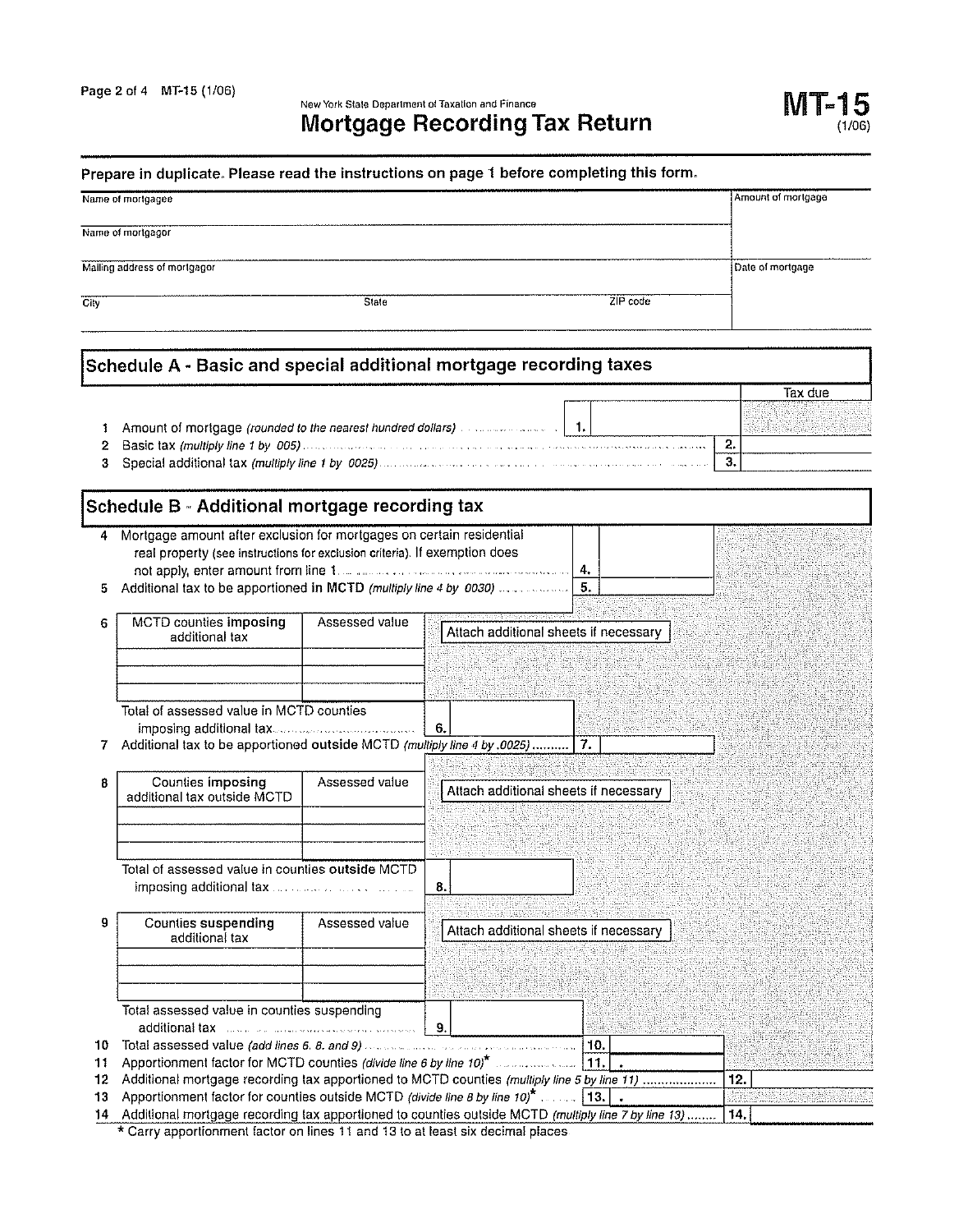New York State Department of Taxation and Finance

# Mortgage Recording Tax Return

**MT-15** (1/06)

**Prepare in duplicate. Please read the instructions on page 1 before completing this form.**

| Name of mortgagee | Amount of mortgage |
|---|---|
| Name of mortgagor | |
| Mailing address of mortgagor | Date of mortgage |
| City State ZIP code | |

## Schedule A - Basic and special additional mortgage recording taxes

| | | | Tax due |
|---|---|---|---|
| 1 | Amount of mortgage *(rounded to the nearest hundred dollars)* | 1. | |
| 2 | Basic tax *(multiply line 1 by .005)* | 2. | |
| 3 | Special additional tax *(multiply line 1 by .0025)* | 3. | |

## Schedule B - Additional mortgage recording tax

4 Mortgage amount after exclusion for mortgages on certain residential real property (see instructions for exclusion criteria). If exemption does not apply, enter amount from line 1 ........ **4.** ______

5 Additional tax to be apportioned **in MCTD** *(multiply line 4 by .0030)* ........ **5.** ______

6

| MCTD counties **imposing** additional tax | Assessed value |
|---|---|
| | |
| | |
| | |

Attach additional sheets if necessary

Total of assessed value in MCTD counties imposing additional tax ........ **6.** ______

7 Additional tax to be apportioned **outside** MCTD *(multiply line 4 by .0025)* ........ **7.** ______

8

| Counties **imposing** additional tax outside MCTD | Assessed value |
|---|---|
| | |
| | |
| | |

Attach additional sheets if necessary

Total of assessed value in counties **outside** MCTD imposing additional tax ........ **8.** ______

9

| Counties **suspending** additional tax | Assessed value |
|---|---|
| | |
| | |
| | |

Attach additional sheets if necessary

Total assessed value in counties suspending additional tax ........ **9.** ______

10 Total assessed value *(add lines 6, 8, and 9)* ........ **10.** ______

11 Apportionment factor for MCTD counties *(divide line 6 by line 10)** ........ **11.** .______

12 Additional mortgage recording tax apportioned to MCTD counties *(multiply line 5 by line 11)* ........ **12.** ______

13 Apportionment factor for counties outside MCTD *(divide line 8 by line 10)** ........ **13.** .______

14 Additional mortgage recording tax apportioned to counties outside MCTD *(multiply line 7 by line 13)* ........ **14.** ______

\* Carry apportionment factor on lines 11 and 13 to at least six decimal places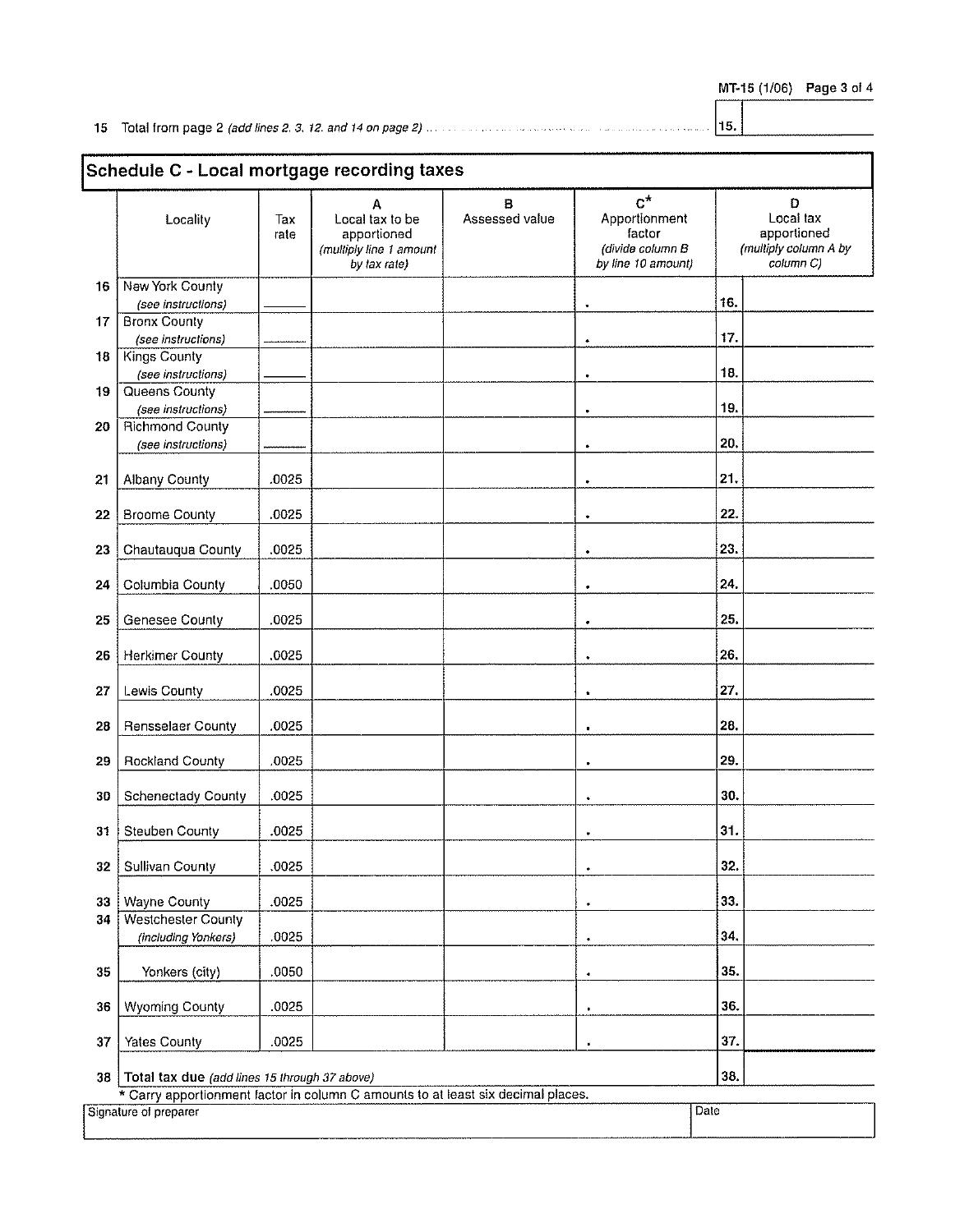15 Total from page 2 *(add lines 2, 3, 12, and 14 on page 2)* ........ 15. ______

## Schedule C - Local mortgage recording taxes

| | Locality | Tax rate | A Local tax to be apportioned *(multiply line 1 amount by tax rate)* | B Assessed value | C* Apportionment factor *(divide column B by line 10 amount)* | | D Local tax apportioned *(multiply column A by column C)* |
|---|---|---|---|---|---|---|---|
| 16 | New York County *(see instructions)* | ____ | | | . | 16. | |
| 17 | Bronx County *(see instructions)* | ____ | | | . | 17. | |
| 18 | Kings County *(see instructions)* | ____ | | | . | 18. | |
| 19 | Queens County *(see instructions)* | ____ | | | . | 19. | |
| 20 | Richmond County *(see instructions)* | ____ | | | . | 20. | |
| 21 | Albany County | .0025 | | | . | 21. | |
| 22 | Broome County | .0025 | | | . | 22. | |
| 23 | Chautauqua County | .0025 | | | . | 23. | |
| 24 | Columbia County | .0050 | | | . | 24. | |
| 25 | Genesee County | .0025 | | | . | 25. | |
| 26 | Herkimer County | .0025 | | | . | 26. | |
| 27 | Lewis County | .0025 | | | . | 27. | |
| 28 | Rensselaer County | .0025 | | | . | 28. | |
| 29 | Rockland County | .0025 | | | . | 29. | |
| 30 | Schenectady County | .0025 | | | . | 30. | |
| 31 | Steuben County | .0025 | | | . | 31. | |
| 32 | Sullivan County | .0025 | | | . | 32. | |
| 33 | Wayne County | .0025 | | | . | 33. | |
| 34 | Westchester County *(including Yonkers)* | .0025 | | | . | 34. | |
| 35 | Yonkers (city) | .0050 | | | . | 35. | |
| 36 | Wyoming County | .0025 | | | . | 36. | |
| 37 | Yates County | .0025 | | | . | 37. | |
| 38 | **Total tax due** *(add lines 15 through 37 above)* | | | | | 38. | |

\* Carry apportionment factor in column C amounts to at least six decimal places.

| Signature of preparer | Date |
|---|---|
| | |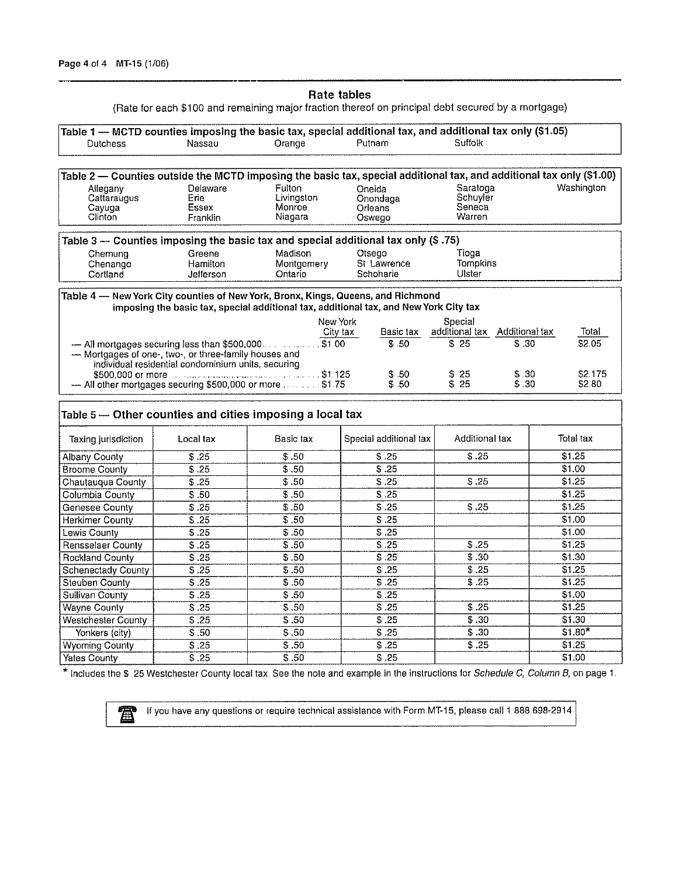## Rate tables

(Rate for each $100 and remaining major fraction thereof on principal debt secured by a mortgage)

**Table 1 — MCTD counties imposing the basic tax, special additional tax, and additional tax only ($1.05)**

| | | | | |
|---|---|---|---|---|
| Dutchess | Nassau | Orange | Putnam | Suffolk |

**Table 2 — Counties outside the MCTD imposing the basic tax, special additional tax, and additional tax only ($1.00)**

| | | | | | |
|---|---|---|---|---|---|
| Allegany | Delaware | Fulton | Oneida | Saratoga | Washington |
| Cattaraugus | Erie | Livingston | Onondaga | Schuyler | |
| Cayuga | Essex | Monroe | Orleans | Seneca | |
| Clinton | Franklin | Niagara | Oswego | Warren | |

**Table 3 — Counties imposing the basic tax and special additional tax only ($ .75)**

| | | | | |
|---|---|---|---|---|
| Chemung | Greene | Madison | Otsego | Tioga |
| Chenango | Hamilton | Montgomery | St Lawrence | Tompkins |
| Cortland | Jefferson | Ontario | Schoharie | Ulster |

**Table 4 — New York City counties of New York, Bronx, Kings, Queens, and Richmond imposing the basic tax, special additional tax, additional tax, and New York City tax**

| | New York City tax | Basic tax | Special additional tax | Additional tax | Total |
|---|---|---|---|---|---|
| — All mortgages securing less than $500,000 | $1.00 | $ .50 | $ .25 | $ .30 | $2.05 |
| — Mortgages of one-, two-, or three-family houses and individual residential condominium units, securing $500,000 or more | $1.125 | $ .50 | $ .25 | $ .30 | $2.175 |
| — All other mortgages securing $500,000 or more | $1.75 | $ .50 | $ .25 | $ .30 | $2.80 |

**Table 5 — Other counties and cities imposing a local tax**

| Taxing jurisdiction | Local tax | Basic tax | Special additional tax | Additional tax | Total tax |
|---|---|---|---|---|---|
| Albany County | $ .25 | $ .50 | $ .25 | $ .25 | $1.25 |
| Broome County | $ .25 | $ .50 | $ .25 | | $1.00 |
| Chautauqua County | $ .25 | $ .50 | $ .25 | $ .25 | $1.25 |
| Columbia County | $ .50 | $ .50 | $ .25 | | $1.25 |
| Genesee County | $ .25 | $ .50 | $ .25 | $ .25 | $1.25 |
| Herkimer County | $ .25 | $ .50 | $ .25 | | $1.00 |
| Lewis County | $ .25 | $ .50 | $ .25 | | $1.00 |
| Rensselaer County | $ .25 | $ .50 | $ .25 | $ .25 | $1.25 |
| Rockland County | $ .25 | $ .50 | $ .25 | $ .30 | $1.30 |
| Schenectady County | $ .25 | $ .50 | $ .25 | $ .25 | $1.25 |
| Steuben County | $ .25 | $ .50 | $ .25 | $ .25 | $1.25 |
| Sullivan County | $ .25 | $ .50 | $ .25 | | $1.00 |
| Wayne County | $ .25 | $ .50 | $ .25 | $ .25 | $1.25 |
| Westchester County | $ .25 | $ .50 | $ .25 | $ .30 | $1.30 |
| Yonkers (city) | $ .50 | $ .50 | $ .25 | $ .30 | $1.80* |
| Wyoming County | $ .25 | $ .50 | $ .25 | $ .25 | $1.25 |
| Yates County | $ .25 | $ .50 | $ .25 | | $1.00 |

\* Includes the $ .25 Westchester County local tax. See the note and example in the instructions for *Schedule C, Column B*, on page 1.

If you have any questions or require technical assistance with Form MT-15, please call 1 888 698-2914